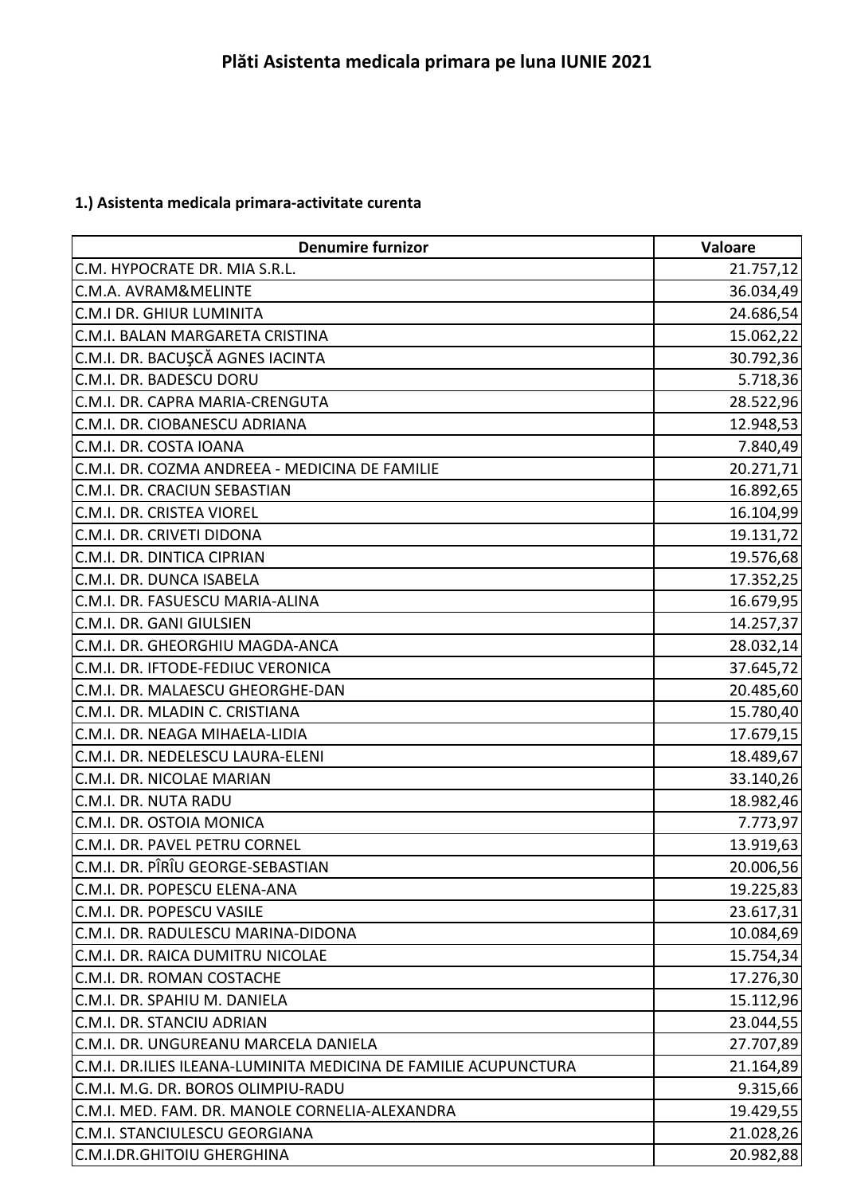# Plăti Asistenta medicala primara pe luna IUNIE 2021

**1.) Asistenta medicala primara-activitate curenta**

| Denumire furnizor | Valoare |
| --- | ---: |
| C.M. HYPOCRATE DR. MIA S.R.L. | 21.757,12 |
| C.M.A. AVRAM&MELINTE | 36.034,49 |
| C.M.I DR. GHIUR LUMINITA | 24.686,54 |
| C.M.I. BALAN MARGARETA CRISTINA | 15.062,22 |
| C.M.I. DR. BACUŞCĂ AGNES IACINTA | 30.792,36 |
| C.M.I. DR. BADESCU DORU | 5.718,36 |
| C.M.I. DR. CAPRA MARIA-CRENGUTA | 28.522,96 |
| C.M.I. DR. CIOBANESCU ADRIANA | 12.948,53 |
| C.M.I. DR. COSTA IOANA | 7.840,49 |
| C.M.I. DR. COZMA ANDREEA - MEDICINA DE FAMILIE | 20.271,71 |
| C.M.I. DR. CRACIUN SEBASTIAN | 16.892,65 |
| C.M.I. DR. CRISTEA VIOREL | 16.104,99 |
| C.M.I. DR. CRIVETI DIDONA | 19.131,72 |
| C.M.I. DR. DINTICA CIPRIAN | 19.576,68 |
| C.M.I. DR. DUNCA ISABELA | 17.352,25 |
| C.M.I. DR. FASUESCU MARIA-ALINA | 16.679,95 |
| C.M.I. DR. GANI GIULSIEN | 14.257,37 |
| C.M.I. DR. GHEORGHIU MAGDA-ANCA | 28.032,14 |
| C.M.I. DR. IFTODE-FEDIUC VERONICA | 37.645,72 |
| C.M.I. DR. MALAESCU GHEORGHE-DAN | 20.485,60 |
| C.M.I. DR. MLADIN C. CRISTIANA | 15.780,40 |
| C.M.I. DR. NEAGA MIHAELA-LIDIA | 17.679,15 |
| C.M.I. DR. NEDELESCU LAURA-ELENI | 18.489,67 |
| C.M.I. DR. NICOLAE MARIAN | 33.140,26 |
| C.M.I. DR. NUTA RADU | 18.982,46 |
| C.M.I. DR. OSTOIA MONICA | 7.773,97 |
| C.M.I. DR. PAVEL PETRU CORNEL | 13.919,63 |
| C.M.I. DR. PÎRÎU GEORGE-SEBASTIAN | 20.006,56 |
| C.M.I. DR. POPESCU ELENA-ANA | 19.225,83 |
| C.M.I. DR. POPESCU VASILE | 23.617,31 |
| C.M.I. DR. RADULESCU MARINA-DIDONA | 10.084,69 |
| C.M.I. DR. RAICA DUMITRU NICOLAE | 15.754,34 |
| C.M.I. DR. ROMAN COSTACHE | 17.276,30 |
| C.M.I. DR. SPAHIU M. DANIELA | 15.112,96 |
| C.M.I. DR. STANCIU ADRIAN | 23.044,55 |
| C.M.I. DR. UNGUREANU MARCELA DANIELA | 27.707,89 |
| C.M.I. DR.ILIES ILEANA-LUMINITA MEDICINA DE FAMILIE ACUPUNCTURA | 21.164,89 |
| C.M.I. M.G. DR. BOROS OLIMPIU-RADU | 9.315,66 |
| C.M.I. MED. FAM. DR. MANOLE CORNELIA-ALEXANDRA | 19.429,55 |
| C.M.I. STANCIULESCU GEORGIANA | 21.028,26 |
| C.M.I.DR.GHITOIU GHERGHINA | 20.982,88 |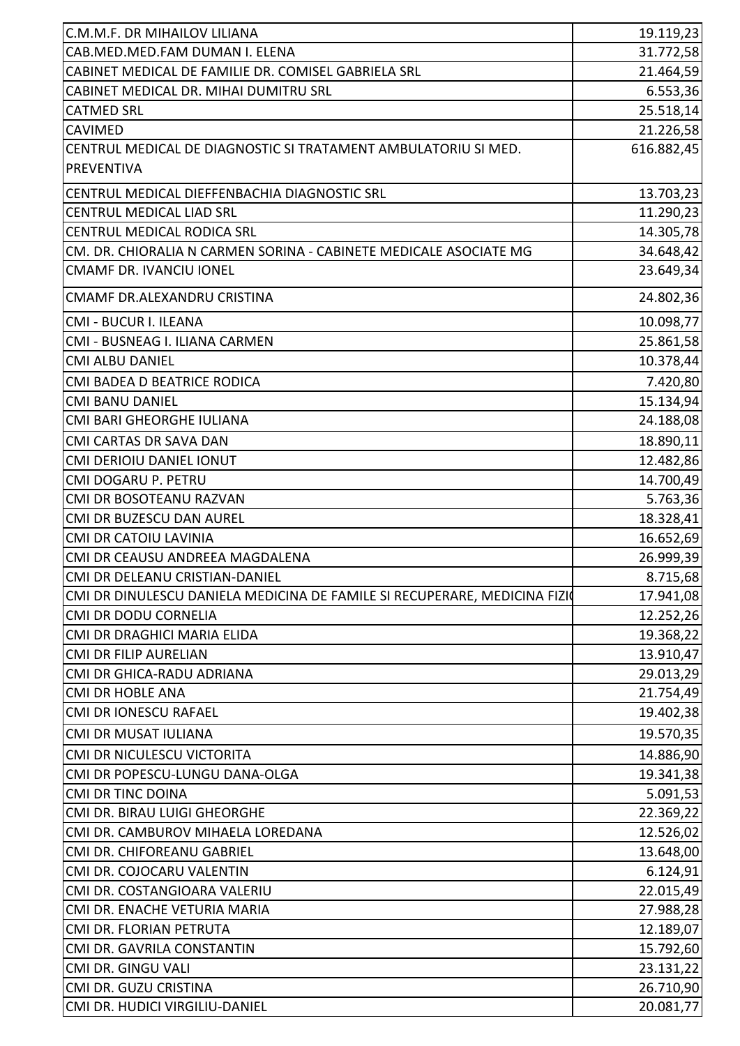| | |
|---|---|
| C.M.M.F. DR MIHAILOV LILIANA | 19.119,23 |
| CAB.MED.MED.FAM DUMAN I. ELENA | 31.772,58 |
| CABINET MEDICAL DE FAMILIE DR. COMISEL GABRIELA SRL | 21.464,59 |
| CABINET MEDICAL DR. MIHAI DUMITRU SRL | 6.553,36 |
| CATMED SRL | 25.518,14 |
| CAVIMED | 21.226,58 |
| CENTRUL MEDICAL DE DIAGNOSTIC SI TRATAMENT AMBULATORIU SI MED. PREVENTIVA | 616.882,45 |
| CENTRUL MEDICAL DIEFFENBACHIA DIAGNOSTIC SRL | 13.703,23 |
| CENTRUL MEDICAL LIAD SRL | 11.290,23 |
| CENTRUL MEDICAL RODICA SRL | 14.305,78 |
| CM. DR. CHIORALIA N CARMEN SORINA - CABINETE MEDICALE ASOCIATE MG | 34.648,42 |
| CMAMF DR. IVANCIU IONEL | 23.649,34 |
| CMAMF DR.ALEXANDRU CRISTINA | 24.802,36 |
| CMI - BUCUR I. ILEANA | 10.098,77 |
| CMI - BUSNEAG I. ILIANA CARMEN | 25.861,58 |
| CMI ALBU DANIEL | 10.378,44 |
| CMI BADEA D BEATRICE RODICA | 7.420,80 |
| CMI BANU DANIEL | 15.134,94 |
| CMI BARI GHEORGHE IULIANA | 24.188,08 |
| CMI CARTAS DR SAVA DAN | 18.890,11 |
| CMI DERIOIU DANIEL IONUT | 12.482,86 |
| CMI DOGARU P. PETRU | 14.700,49 |
| CMI DR BOSOTEANU RAZVAN | 5.763,36 |
| CMI DR BUZESCU DAN AUREL | 18.328,41 |
| CMI DR CATOIU LAVINIA | 16.652,69 |
| CMI DR CEAUSU ANDREEA MAGDALENA | 26.999,39 |
| CMI DR DELEANU CRISTIAN-DANIEL | 8.715,68 |
| CMI DR DINULESCU DANIELA MEDICINA DE FAMILE SI RECUPERARE, MEDICINA FIZI | 17.941,08 |
| CMI DR DODU CORNELIA | 12.252,26 |
| CMI DR DRAGHICI MARIA ELIDA | 19.368,22 |
| CMI DR FILIP AURELIAN | 13.910,47 |
| CMI DR GHICA-RADU ADRIANA | 29.013,29 |
| CMI DR HOBLE ANA | 21.754,49 |
| CMI DR IONESCU RAFAEL | 19.402,38 |
| CMI DR MUSAT IULIANA | 19.570,35 |
| CMI DR NICULESCU VICTORITA | 14.886,90 |
| CMI DR POPESCU-LUNGU DANA-OLGA | 19.341,38 |
| CMI DR TINC DOINA | 5.091,53 |
| CMI DR. BIRAU LUIGI GHEORGHE | 22.369,22 |
| CMI DR. CAMBUROV MIHAELA LOREDANA | 12.526,02 |
| CMI DR. CHIFOREANU GABRIEL | 13.648,00 |
| CMI DR. COJOCARU VALENTIN | 6.124,91 |
| CMI DR. COSTANGIOARA VALERIU | 22.015,49 |
| CMI DR. ENACHE VETURIA MARIA | 27.988,28 |
| CMI DR. FLORIAN PETRUTA | 12.189,07 |
| CMI DR. GAVRILA CONSTANTIN | 15.792,60 |
| CMI DR. GINGU VALI | 23.131,22 |
| CMI DR. GUZU CRISTINA | 26.710,90 |
| CMI DR. HUDICI VIRGILIU-DANIEL | 20.081,77 |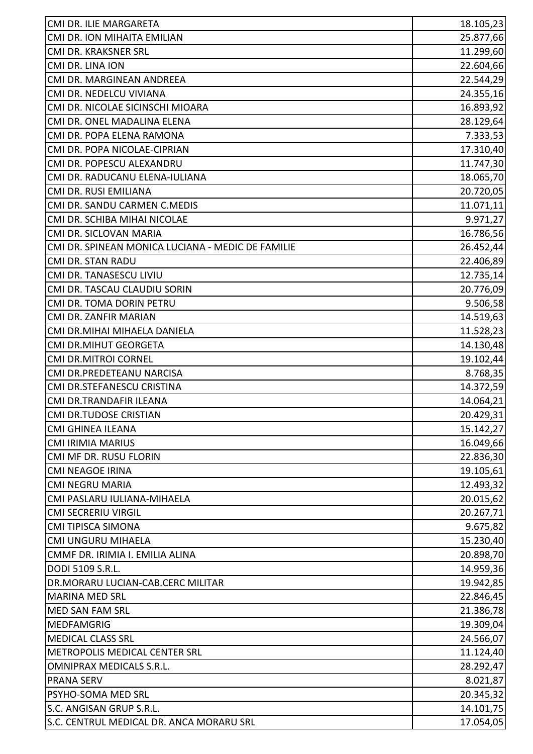| | |
|---|---|
| CMI DR. ILIE MARGARETA | 18.105,23 |
| CMI DR. ION MIHAITA EMILIAN | 25.877,66 |
| CMI DR. KRAKSNER SRL | 11.299,60 |
| CMI DR. LINA ION | 22.604,66 |
| CMI DR. MARGINEAN ANDREEA | 22.544,29 |
| CMI DR. NEDELCU VIVIANA | 24.355,16 |
| CMI DR. NICOLAE SICINSCHI MIOARA | 16.893,92 |
| CMI DR. ONEL MADALINA ELENA | 28.129,64 |
| CMI DR. POPA ELENA RAMONA | 7.333,53 |
| CMI DR. POPA NICOLAE-CIPRIAN | 17.310,40 |
| CMI DR. POPESCU ALEXANDRU | 11.747,30 |
| CMI DR. RADUCANU ELENA-IULIANA | 18.065,70 |
| CMI DR. RUSI EMILIANA | 20.720,05 |
| CMI DR. SANDU CARMEN C.MEDIS | 11.071,11 |
| CMI DR. SCHIBA MIHAI NICOLAE | 9.971,27 |
| CMI DR. SICLOVAN MARIA | 16.786,56 |
| CMI DR. SPINEAN MONICA LUCIANA - MEDIC DE FAMILIE | 26.452,44 |
| CMI DR. STAN RADU | 22.406,89 |
| CMI DR. TANASESCU LIVIU | 12.735,14 |
| CMI DR. TASCAU CLAUDIU SORIN | 20.776,09 |
| CMI DR. TOMA DORIN PETRU | 9.506,58 |
| CMI DR. ZANFIR MARIAN | 14.519,63 |
| CMI DR.MIHAI MIHAELA DANIELA | 11.528,23 |
| CMI DR.MIHUT GEORGETA | 14.130,48 |
| CMI DR.MITROI CORNEL | 19.102,44 |
| CMI DR.PREDETEANU NARCISA | 8.768,35 |
| CMI DR.STEFANESCU CRISTINA | 14.372,59 |
| CMI DR.TRANDAFIR ILEANA | 14.064,21 |
| CMI DR.TUDOSE CRISTIAN | 20.429,31 |
| CMI GHINEA ILEANA | 15.142,27 |
| CMI IRIMIA MARIUS | 16.049,66 |
| CMI MF DR. RUSU FLORIN | 22.836,30 |
| CMI NEAGOE IRINA | 19.105,61 |
| CMI NEGRU MARIA | 12.493,32 |
| CMI PASLARU IULIANA-MIHAELA | 20.015,62 |
| CMI SECRERIU VIRGIL | 20.267,71 |
| CMI TIPISCA SIMONA | 9.675,82 |
| CMI UNGURU MIHAELA | 15.230,40 |
| CMMF DR. IRIMIA I. EMILIA ALINA | 20.898,70 |
| DODI 5109 S.R.L. | 14.959,36 |
| DR.MORARU LUCIAN-CAB.CERC MILITAR | 19.942,85 |
| MARINA MED SRL | 22.846,45 |
| MED SAN FAM SRL | 21.386,78 |
| MEDFAMGRIG | 19.309,04 |
| MEDICAL CLASS SRL | 24.566,07 |
| METROPOLIS MEDICAL CENTER SRL | 11.124,40 |
| OMNIPRAX MEDICALS S.R.L. | 28.292,47 |
| PRANA SERV | 8.021,87 |
| PSYHO-SOMA MED SRL | 20.345,32 |
| S.C. ANGISAN GRUP S.R.L. | 14.101,75 |
| S.C. CENTRUL MEDICAL DR. ANCA MORARU SRL | 17.054,05 |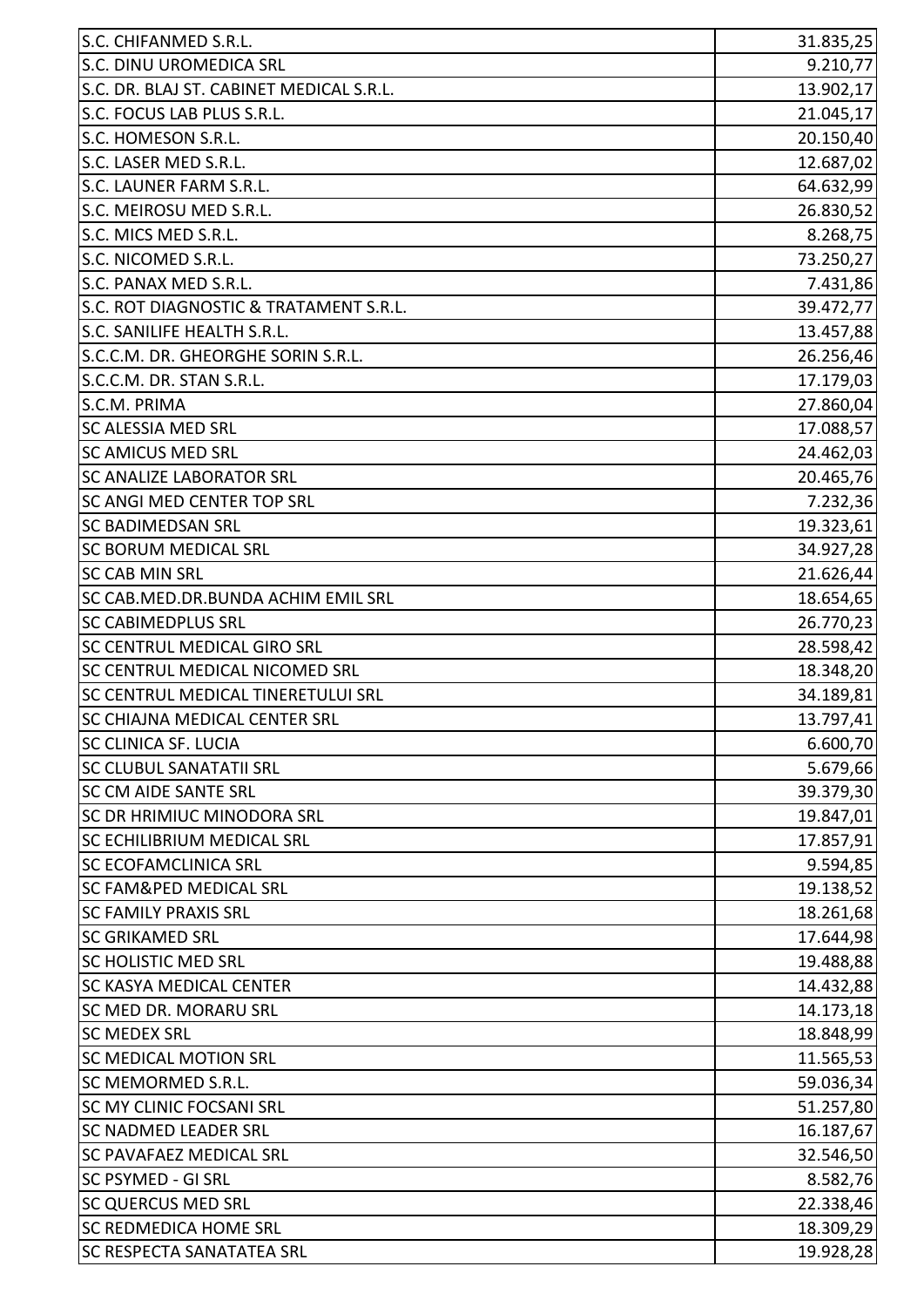| | |
|---|---|
| S.C. CHIFANMED S.R.L. | 31.835,25 |
| S.C. DINU UROMEDICA SRL | 9.210,77 |
| S.C. DR. BLAJ ST. CABINET MEDICAL S.R.L. | 13.902,17 |
| S.C. FOCUS LAB PLUS S.R.L. | 21.045,17 |
| S.C. HOMESON S.R.L. | 20.150,40 |
| S.C. LASER MED S.R.L. | 12.687,02 |
| S.C. LAUNER FARM S.R.L. | 64.632,99 |
| S.C. MEIROSU MED S.R.L. | 26.830,52 |
| S.C. MICS MED S.R.L. | 8.268,75 |
| S.C. NICOMED S.R.L. | 73.250,27 |
| S.C. PANAX MED S.R.L. | 7.431,86 |
| S.C. ROT DIAGNOSTIC & TRATAMENT S.R.L. | 39.472,77 |
| S.C. SANILIFE HEALTH S.R.L. | 13.457,88 |
| S.C.C.M. DR. GHEORGHE SORIN S.R.L. | 26.256,46 |
| S.C.C.M. DR. STAN S.R.L. | 17.179,03 |
| S.C.M. PRIMA | 27.860,04 |
| SC ALESSIA MED SRL | 17.088,57 |
| SC AMICUS MED SRL | 24.462,03 |
| SC ANALIZE LABORATOR SRL | 20.465,76 |
| SC ANGI MED CENTER TOP SRL | 7.232,36 |
| SC BADIMEDSAN SRL | 19.323,61 |
| SC BORUM MEDICAL SRL | 34.927,28 |
| SC CAB MIN SRL | 21.626,44 |
| SC CAB.MED.DR.BUNDA ACHIM EMIL SRL | 18.654,65 |
| SC CABIMEDPLUS SRL | 26.770,23 |
| SC CENTRUL MEDICAL GIRO SRL | 28.598,42 |
| SC CENTRUL MEDICAL NICOMED SRL | 18.348,20 |
| SC CENTRUL MEDICAL TINERETULUI SRL | 34.189,81 |
| SC CHIAJNA MEDICAL CENTER SRL | 13.797,41 |
| SC CLINICA SF. LUCIA | 6.600,70 |
| SC CLUBUL SANATATII SRL | 5.679,66 |
| SC CM AIDE SANTE SRL | 39.379,30 |
| SC DR HRIMIUC MINODORA SRL | 19.847,01 |
| SC ECHILIBRIUM MEDICAL SRL | 17.857,91 |
| SC ECOFAMCLINICA SRL | 9.594,85 |
| SC FAM&PED MEDICAL SRL | 19.138,52 |
| SC FAMILY PRAXIS SRL | 18.261,68 |
| SC GRIKAMED SRL | 17.644,98 |
| SC HOLISTIC MED SRL | 19.488,88 |
| SC KASYA MEDICAL CENTER | 14.432,88 |
| SC MED DR. MORARU SRL | 14.173,18 |
| SC MEDEX SRL | 18.848,99 |
| SC MEDICAL MOTION SRL | 11.565,53 |
| SC MEMORMED S.R.L. | 59.036,34 |
| SC MY CLINIC FOCSANI SRL | 51.257,80 |
| SC NADMED LEADER SRL | 16.187,67 |
| SC PAVAFAEZ MEDICAL SRL | 32.546,50 |
| SC PSYMED - GI SRL | 8.582,76 |
| SC QUERCUS MED SRL | 22.338,46 |
| SC REDMEDICA HOME SRL | 18.309,29 |
| SC RESPECTA SANATATEA SRL | 19.928,28 |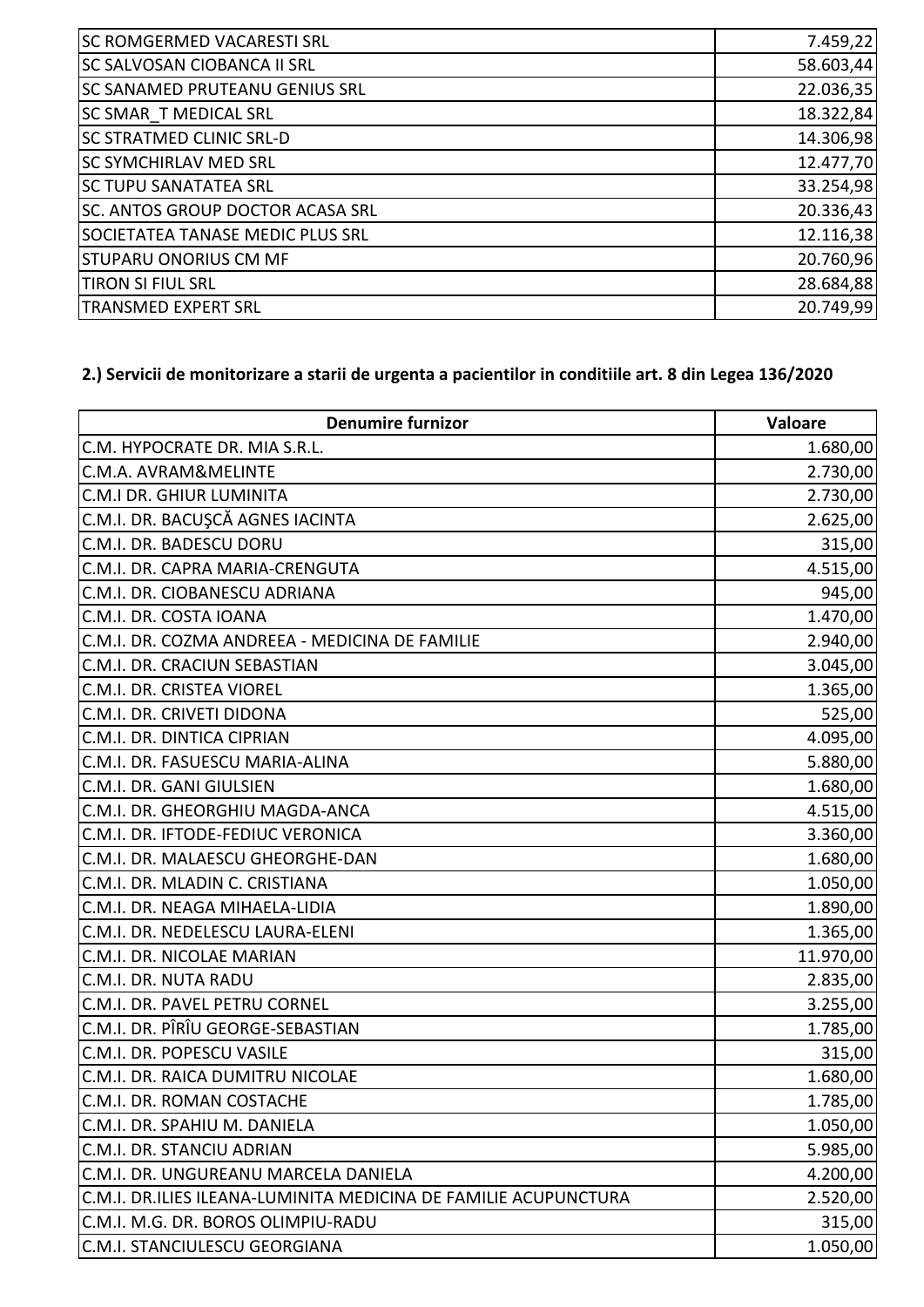| | |
|---|---|
| SC ROMGERMED VACARESTI SRL | 7.459,22 |
| SC SALVOSAN CIOBANCA II SRL | 58.603,44 |
| SC SANAMED PRUTEANU GENIUS SRL | 22.036,35 |
| SC SMAR_T MEDICAL SRL | 18.322,84 |
| SC STRATMED CLINIC SRL-D | 14.306,98 |
| SC SYMCHIRLAV MED SRL | 12.477,70 |
| SC TUPU SANATATEA SRL | 33.254,98 |
| SC. ANTOS GROUP DOCTOR ACASA SRL | 20.336,43 |
| SOCIETATEA TANASE MEDIC PLUS SRL | 12.116,38 |
| STUPARU ONORIUS CM MF | 20.760,96 |
| TIRON SI FIUL SRL | 28.684,88 |
| TRANSMED EXPERT SRL | 20.749,99 |

**2.) Servicii de monitorizare a starii de urgenta a pacientilor in conditiile art. 8 din Legea 136/2020**

| Denumire furnizor | Valoare |
|---|---|
| C.M. HYPOCRATE DR. MIA S.R.L. | 1.680,00 |
| C.M.A. AVRAM&MELINTE | 2.730,00 |
| C.M.I DR. GHIUR LUMINITA | 2.730,00 |
| C.M.I. DR. BACUŞCĂ AGNES IACINTA | 2.625,00 |
| C.M.I. DR. BADESCU DORU | 315,00 |
| C.M.I. DR. CAPRA MARIA-CRENGUTA | 4.515,00 |
| C.M.I. DR. CIOBANESCU ADRIANA | 945,00 |
| C.M.I. DR. COSTA IOANA | 1.470,00 |
| C.M.I. DR. COZMA ANDREEA - MEDICINA DE FAMILIE | 2.940,00 |
| C.M.I. DR. CRACIUN SEBASTIAN | 3.045,00 |
| C.M.I. DR. CRISTEA VIOREL | 1.365,00 |
| C.M.I. DR. CRIVETI DIDONA | 525,00 |
| C.M.I. DR. DINTICA CIPRIAN | 4.095,00 |
| C.M.I. DR. FASUESCU MARIA-ALINA | 5.880,00 |
| C.M.I. DR. GANI GIULSIEN | 1.680,00 |
| C.M.I. DR. GHEORGHIU MAGDA-ANCA | 4.515,00 |
| C.M.I. DR. IFTODE-FEDIUC VERONICA | 3.360,00 |
| C.M.I. DR. MALAESCU GHEORGHE-DAN | 1.680,00 |
| C.M.I. DR. MLADIN C. CRISTIANA | 1.050,00 |
| C.M.I. DR. NEAGA MIHAELA-LIDIA | 1.890,00 |
| C.M.I. DR. NEDELESCU LAURA-ELENI | 1.365,00 |
| C.M.I. DR. NICOLAE MARIAN | 11.970,00 |
| C.M.I. DR. NUTA RADU | 2.835,00 |
| C.M.I. DR. PAVEL PETRU CORNEL | 3.255,00 |
| C.M.I. DR. PÎRÎU GEORGE-SEBASTIAN | 1.785,00 |
| C.M.I. DR. POPESCU VASILE | 315,00 |
| C.M.I. DR. RAICA DUMITRU NICOLAE | 1.680,00 |
| C.M.I. DR. ROMAN COSTACHE | 1.785,00 |
| C.M.I. DR. SPAHIU M. DANIELA | 1.050,00 |
| C.M.I. DR. STANCIU ADRIAN | 5.985,00 |
| C.M.I. DR. UNGUREANU MARCELA DANIELA | 4.200,00 |
| C.M.I. DR.ILIES ILEANA-LUMINITA MEDICINA DE FAMILIE ACUPUNCTURA | 2.520,00 |
| C.M.I. M.G. DR. BOROS OLIMPIU-RADU | 315,00 |
| C.M.I. STANCIULESCU GEORGIANA | 1.050,00 |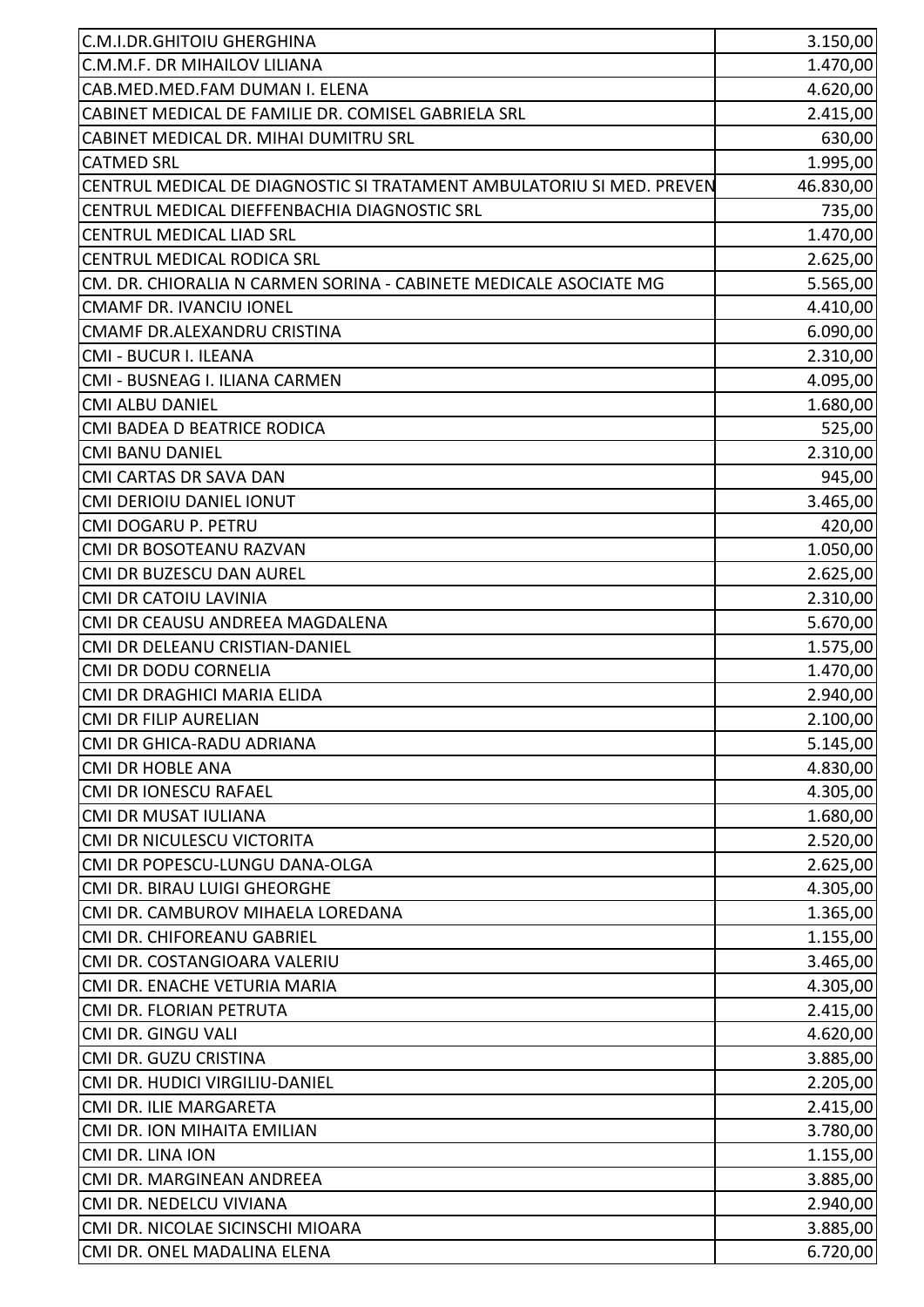| | |
|---|---|
| C.M.I.DR.GHITOIU GHERGHINA | 3.150,00 |
| C.M.M.F. DR MIHAILOV LILIANA | 1.470,00 |
| CAB.MED.MED.FAM DUMAN I. ELENA | 4.620,00 |
| CABINET MEDICAL DE FAMILIE DR. COMISEL GABRIELA SRL | 2.415,00 |
| CABINET MEDICAL DR. MIHAI DUMITRU SRL | 630,00 |
| CATMED SRL | 1.995,00 |
| CENTRUL MEDICAL DE DIAGNOSTIC SI TRATAMENT AMBULATORIU SI MED. PREVEN | 46.830,00 |
| CENTRUL MEDICAL DIEFFENBACHIA DIAGNOSTIC SRL | 735,00 |
| CENTRUL MEDICAL LIAD SRL | 1.470,00 |
| CENTRUL MEDICAL RODICA SRL | 2.625,00 |
| CM. DR. CHIORALIA N CARMEN SORINA - CABINETE MEDICALE ASOCIATE MG | 5.565,00 |
| CMAMF DR. IVANCIU IONEL | 4.410,00 |
| CMAMF DR.ALEXANDRU CRISTINA | 6.090,00 |
| CMI - BUCUR I. ILEANA | 2.310,00 |
| CMI - BUSNEAG I. ILIANA CARMEN | 4.095,00 |
| CMI ALBU DANIEL | 1.680,00 |
| CMI BADEA D BEATRICE RODICA | 525,00 |
| CMI BANU DANIEL | 2.310,00 |
| CMI CARTAS DR SAVA DAN | 945,00 |
| CMI DERIOIU DANIEL IONUT | 3.465,00 |
| CMI DOGARU P. PETRU | 420,00 |
| CMI DR BOSOTEANU RAZVAN | 1.050,00 |
| CMI DR BUZESCU DAN AUREL | 2.625,00 |
| CMI DR CATOIU LAVINIA | 2.310,00 |
| CMI DR CEAUSU ANDREEA MAGDALENA | 5.670,00 |
| CMI DR DELEANU CRISTIAN-DANIEL | 1.575,00 |
| CMI DR DODU CORNELIA | 1.470,00 |
| CMI DR DRAGHICI MARIA ELIDA | 2.940,00 |
| CMI DR FILIP AURELIAN | 2.100,00 |
| CMI DR GHICA-RADU ADRIANA | 5.145,00 |
| CMI DR HOBLE ANA | 4.830,00 |
| CMI DR IONESCU RAFAEL | 4.305,00 |
| CMI DR MUSAT IULIANA | 1.680,00 |
| CMI DR NICULESCU VICTORITA | 2.520,00 |
| CMI DR POPESCU-LUNGU DANA-OLGA | 2.625,00 |
| CMI DR. BIRAU LUIGI GHEORGHE | 4.305,00 |
| CMI DR. CAMBUROV MIHAELA LOREDANA | 1.365,00 |
| CMI DR. CHIFOREANU GABRIEL | 1.155,00 |
| CMI DR. COSTANGIOARA VALERIU | 3.465,00 |
| CMI DR. ENACHE VETURIA MARIA | 4.305,00 |
| CMI DR. FLORIAN PETRUTA | 2.415,00 |
| CMI DR. GINGU VALI | 4.620,00 |
| CMI DR. GUZU CRISTINA | 3.885,00 |
| CMI DR. HUDICI VIRGILIU-DANIEL | 2.205,00 |
| CMI DR. ILIE MARGARETA | 2.415,00 |
| CMI DR. ION MIHAITA EMILIAN | 3.780,00 |
| CMI DR. LINA ION | 1.155,00 |
| CMI DR. MARGINEAN ANDREEA | 3.885,00 |
| CMI DR. NEDELCU VIVIANA | 2.940,00 |
| CMI DR. NICOLAE SICINSCHI MIOARA | 3.885,00 |
| CMI DR. ONEL MADALINA ELENA | 6.720,00 |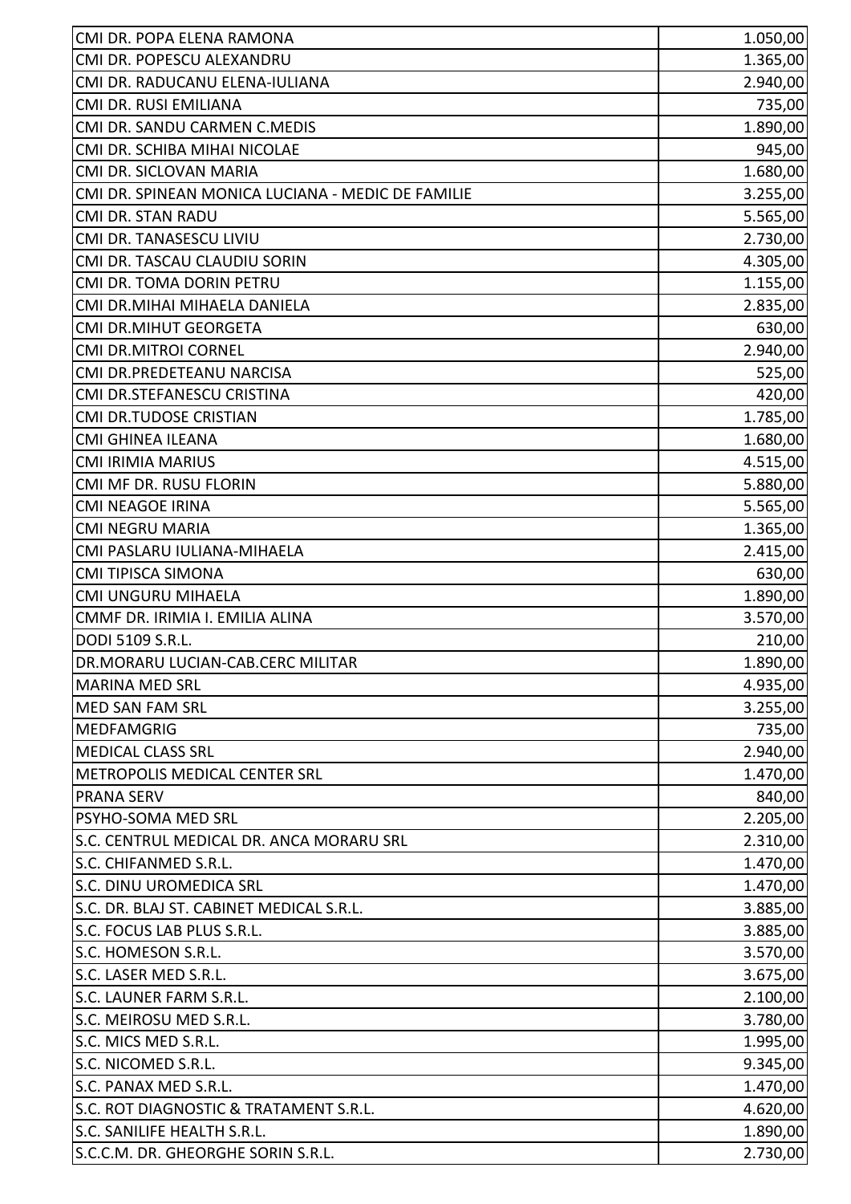| | |
|---|---|
| CMI DR. POPA ELENA RAMONA | 1.050,00 |
| CMI DR. POPESCU ALEXANDRU | 1.365,00 |
| CMI DR. RADUCANU ELENA-IULIANA | 2.940,00 |
| CMI DR. RUSI EMILIANA | 735,00 |
| CMI DR. SANDU CARMEN C.MEDIS | 1.890,00 |
| CMI DR. SCHIBA MIHAI NICOLAE | 945,00 |
| CMI DR. SICLOVAN MARIA | 1.680,00 |
| CMI DR. SPINEAN MONICA LUCIANA - MEDIC DE FAMILIE | 3.255,00 |
| CMI DR. STAN RADU | 5.565,00 |
| CMI DR. TANASESCU LIVIU | 2.730,00 |
| CMI DR. TASCAU CLAUDIU SORIN | 4.305,00 |
| CMI DR. TOMA DORIN PETRU | 1.155,00 |
| CMI DR.MIHAI MIHAELA DANIELA | 2.835,00 |
| CMI DR.MIHUT GEORGETA | 630,00 |
| CMI DR.MITROI CORNEL | 2.940,00 |
| CMI DR.PREDETEANU NARCISA | 525,00 |
| CMI DR.STEFANESCU CRISTINA | 420,00 |
| CMI DR.TUDOSE CRISTIAN | 1.785,00 |
| CMI GHINEA ILEANA | 1.680,00 |
| CMI IRIMIA MARIUS | 4.515,00 |
| CMI MF DR. RUSU FLORIN | 5.880,00 |
| CMI NEAGOE IRINA | 5.565,00 |
| CMI NEGRU MARIA | 1.365,00 |
| CMI PASLARU IULIANA-MIHAELA | 2.415,00 |
| CMI TIPISCA SIMONA | 630,00 |
| CMI UNGURU MIHAELA | 1.890,00 |
| CMMF DR. IRIMIA I. EMILIA ALINA | 3.570,00 |
| DODI 5109 S.R.L. | 210,00 |
| DR.MORARU LUCIAN-CAB.CERC MILITAR | 1.890,00 |
| MARINA MED SRL | 4.935,00 |
| MED SAN FAM SRL | 3.255,00 |
| MEDFAMGRIG | 735,00 |
| MEDICAL CLASS SRL | 2.940,00 |
| METROPOLIS MEDICAL CENTER SRL | 1.470,00 |
| PRANA SERV | 840,00 |
| PSYHO-SOMA MED SRL | 2.205,00 |
| S.C. CENTRUL MEDICAL DR. ANCA MORARU SRL | 2.310,00 |
| S.C. CHIFANMED S.R.L. | 1.470,00 |
| S.C. DINU UROMEDICA SRL | 1.470,00 |
| S.C. DR. BLAJ ST. CABINET MEDICAL S.R.L. | 3.885,00 |
| S.C. FOCUS LAB PLUS S.R.L. | 3.885,00 |
| S.C. HOMESON S.R.L. | 3.570,00 |
| S.C. LASER MED S.R.L. | 3.675,00 |
| S.C. LAUNER FARM S.R.L. | 2.100,00 |
| S.C. MEIROSU MED S.R.L. | 3.780,00 |
| S.C. MICS MED S.R.L. | 1.995,00 |
| S.C. NICOMED S.R.L. | 9.345,00 |
| S.C. PANAX MED S.R.L. | 1.470,00 |
| S.C. ROT DIAGNOSTIC & TRATAMENT S.R.L. | 4.620,00 |
| S.C. SANILIFE HEALTH S.R.L. | 1.890,00 |
| S.C.C.M. DR. GHEORGHE SORIN S.R.L. | 2.730,00 |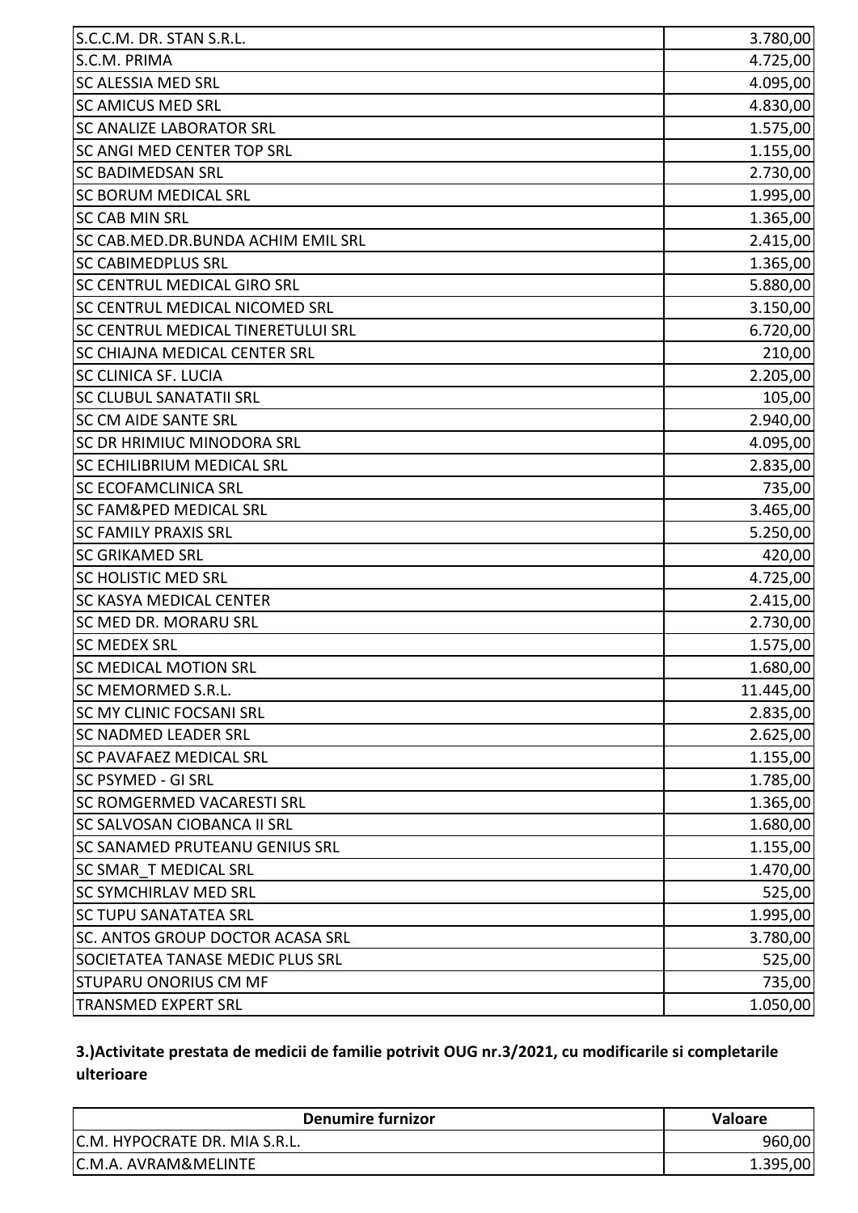| | |
|---|---|
| S.C.C.M. DR. STAN S.R.L. | 3.780,00 |
| S.C.M. PRIMA | 4.725,00 |
| SC ALESSIA MED SRL | 4.095,00 |
| SC AMICUS MED SRL | 4.830,00 |
| SC ANALIZE LABORATOR SRL | 1.575,00 |
| SC ANGI MED CENTER TOP SRL | 1.155,00 |
| SC BADIMEDSAN SRL | 2.730,00 |
| SC BORUM MEDICAL SRL | 1.995,00 |
| SC CAB MIN SRL | 1.365,00 |
| SC CAB.MED.DR.BUNDA ACHIM EMIL SRL | 2.415,00 |
| SC CABIMEDPLUS SRL | 1.365,00 |
| SC CENTRUL MEDICAL GIRO SRL | 5.880,00 |
| SC CENTRUL MEDICAL NICOMED SRL | 3.150,00 |
| SC CENTRUL MEDICAL TINERETULUI SRL | 6.720,00 |
| SC CHIAJNA MEDICAL CENTER SRL | 210,00 |
| SC CLINICA SF. LUCIA | 2.205,00 |
| SC CLUBUL SANATATII SRL | 105,00 |
| SC CM AIDE SANTE SRL | 2.940,00 |
| SC DR HRIMIUC MINODORA SRL | 4.095,00 |
| SC ECHILIBRIUM MEDICAL SRL | 2.835,00 |
| SC ECOFAMCLINICA SRL | 735,00 |
| SC FAM&PED MEDICAL SRL | 3.465,00 |
| SC FAMILY PRAXIS SRL | 5.250,00 |
| SC GRIKAMED SRL | 420,00 |
| SC HOLISTIC MED SRL | 4.725,00 |
| SC KASYA MEDICAL CENTER | 2.415,00 |
| SC MED DR. MORARU SRL | 2.730,00 |
| SC MEDEX SRL | 1.575,00 |
| SC MEDICAL MOTION SRL | 1.680,00 |
| SC MEMORMED S.R.L. | 11.445,00 |
| SC MY CLINIC FOCSANI SRL | 2.835,00 |
| SC NADMED LEADER SRL | 2.625,00 |
| SC PAVAFAEZ MEDICAL SRL | 1.155,00 |
| SC PSYMED - GI SRL | 1.785,00 |
| SC ROMGERMED VACARESTI SRL | 1.365,00 |
| SC SALVOSAN CIOBANCA II SRL | 1.680,00 |
| SC SANAMED PRUTEANU GENIUS SRL | 1.155,00 |
| SC SMAR_T MEDICAL SRL | 1.470,00 |
| SC SYMCHIRLAV MED SRL | 525,00 |
| SC TUPU SANATATEA SRL | 1.995,00 |
| SC. ANTOS GROUP DOCTOR ACASA SRL | 3.780,00 |
| SOCIETATEA TANASE MEDIC PLUS SRL | 525,00 |
| STUPARU ONORIUS CM MF | 735,00 |
| TRANSMED EXPERT SRL | 1.050,00 |

**3.)Activitate prestata de medicii de familie potrivit OUG nr.3/2021, cu modificarile si completarile ulterioare**

| Denumire furnizor | Valoare |
|---|---|
| C.M. HYPOCRATE DR. MIA S.R.L. | 960,00 |
| C.M.A. AVRAM&MELINTE | 1.395,00 |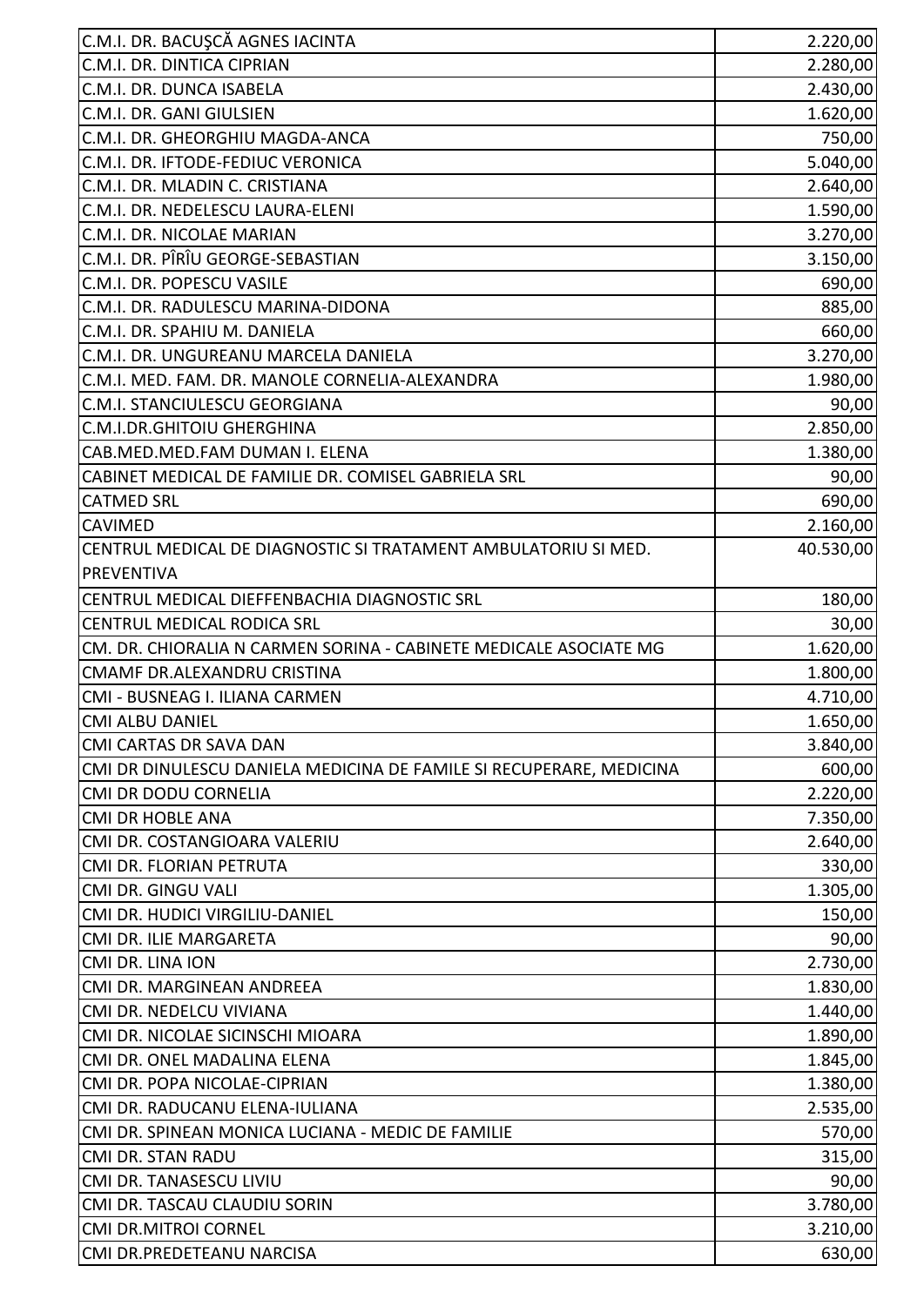| | |
|---|---|
| C.M.I. DR. BACUŞCĂ AGNES IACINTA | 2.220,00 |
| C.M.I. DR. DINTICA CIPRIAN | 2.280,00 |
| C.M.I. DR. DUNCA ISABELA | 2.430,00 |
| C.M.I. DR. GANI GIULSIEN | 1.620,00 |
| C.M.I. DR. GHEORGHIU MAGDA-ANCA | 750,00 |
| C.M.I. DR. IFTODE-FEDIUC VERONICA | 5.040,00 |
| C.M.I. DR. MLADIN C. CRISTIANA | 2.640,00 |
| C.M.I. DR. NEDELESCU LAURA-ELENI | 1.590,00 |
| C.M.I. DR. NICOLAE MARIAN | 3.270,00 |
| C.M.I. DR. PÎRÎU GEORGE-SEBASTIAN | 3.150,00 |
| C.M.I. DR. POPESCU VASILE | 690,00 |
| C.M.I. DR. RADULESCU MARINA-DIDONA | 885,00 |
| C.M.I. DR. SPAHIU M. DANIELA | 660,00 |
| C.M.I. DR. UNGUREANU MARCELA DANIELA | 3.270,00 |
| C.M.I. MED. FAM. DR. MANOLE CORNELIA-ALEXANDRA | 1.980,00 |
| C.M.I. STANCIULESCU GEORGIANA | 90,00 |
| C.M.I.DR.GHITOIU GHERGHINA | 2.850,00 |
| CAB.MED.MED.FAM DUMAN I. ELENA | 1.380,00 |
| CABINET MEDICAL DE FAMILIE DR. COMISEL GABRIELA SRL | 90,00 |
| CATMED SRL | 690,00 |
| CAVIMED | 2.160,00 |
| CENTRUL MEDICAL DE DIAGNOSTIC SI TRATAMENT AMBULATORIU SI MED. PREVENTIVA | 40.530,00 |
| CENTRUL MEDICAL DIEFFENBACHIA DIAGNOSTIC SRL | 180,00 |
| CENTRUL MEDICAL RODICA SRL | 30,00 |
| CM. DR. CHIORALIA N CARMEN SORINA - CABINETE MEDICALE ASOCIATE MG | 1.620,00 |
| CMAMF DR.ALEXANDRU CRISTINA | 1.800,00 |
| CMI - BUSNEAG I. ILIANA CARMEN | 4.710,00 |
| CMI ALBU DANIEL | 1.650,00 |
| CMI CARTAS DR SAVA DAN | 3.840,00 |
| CMI DR DINULESCU DANIELA MEDICINA DE FAMILE SI RECUPERARE, MEDICINA | 600,00 |
| CMI DR DODU CORNELIA | 2.220,00 |
| CMI DR HOBLE ANA | 7.350,00 |
| CMI DR. COSTANGIOARA VALERIU | 2.640,00 |
| CMI DR. FLORIAN PETRUTA | 330,00 |
| CMI DR. GINGU VALI | 1.305,00 |
| CMI DR. HUDICI VIRGILIU-DANIEL | 150,00 |
| CMI DR. ILIE MARGARETA | 90,00 |
| CMI DR. LINA ION | 2.730,00 |
| CMI DR. MARGINEAN ANDREEA | 1.830,00 |
| CMI DR. NEDELCU VIVIANA | 1.440,00 |
| CMI DR. NICOLAE SICINSCHI MIOARA | 1.890,00 |
| CMI DR. ONEL MADALINA ELENA | 1.845,00 |
| CMI DR. POPA NICOLAE-CIPRIAN | 1.380,00 |
| CMI DR. RADUCANU ELENA-IULIANA | 2.535,00 |
| CMI DR. SPINEAN MONICA LUCIANA - MEDIC DE FAMILIE | 570,00 |
| CMI DR. STAN RADU | 315,00 |
| CMI DR. TANASESCU LIVIU | 90,00 |
| CMI DR. TASCAU CLAUDIU SORIN | 3.780,00 |
| CMI DR.MITROI CORNEL | 3.210,00 |
| CMI DR.PREDETEANU NARCISA | 630,00 |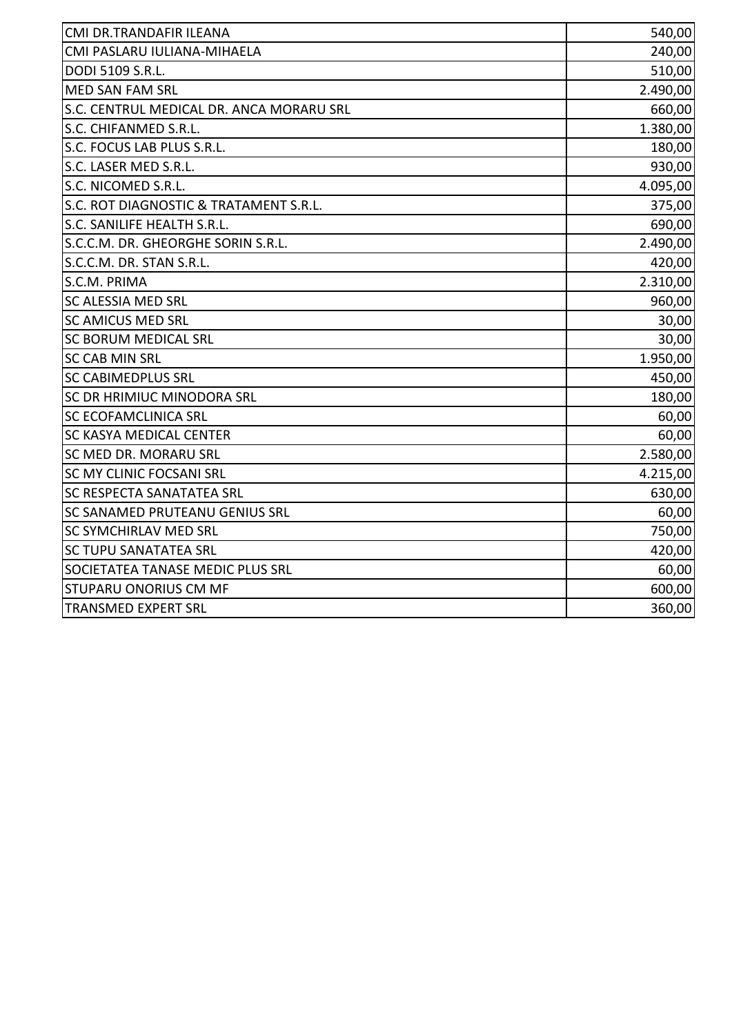| | |
|---|---|
| CMI DR.TRANDAFIR ILEANA | 540,00 |
| CMI PASLARU IULIANA-MIHAELA | 240,00 |
| DODI 5109 S.R.L. | 510,00 |
| MED SAN FAM SRL | 2.490,00 |
| S.C. CENTRUL MEDICAL DR. ANCA MORARU SRL | 660,00 |
| S.C. CHIFANMED S.R.L. | 1.380,00 |
| S.C. FOCUS LAB PLUS S.R.L. | 180,00 |
| S.C. LASER MED S.R.L. | 930,00 |
| S.C. NICOMED S.R.L. | 4.095,00 |
| S.C. ROT DIAGNOSTIC & TRATAMENT S.R.L. | 375,00 |
| S.C. SANILIFE HEALTH S.R.L. | 690,00 |
| S.C.C.M. DR. GHEORGHE SORIN S.R.L. | 2.490,00 |
| S.C.C.M. DR. STAN S.R.L. | 420,00 |
| S.C.M. PRIMA | 2.310,00 |
| SC ALESSIA MED SRL | 960,00 |
| SC AMICUS MED SRL | 30,00 |
| SC BORUM MEDICAL SRL | 30,00 |
| SC CAB MIN SRL | 1.950,00 |
| SC CABIMEDPLUS SRL | 450,00 |
| SC DR HRIMIUC MINODORA SRL | 180,00 |
| SC ECOFAMCLINICA SRL | 60,00 |
| SC KASYA MEDICAL CENTER | 60,00 |
| SC MED DR. MORARU SRL | 2.580,00 |
| SC MY CLINIC FOCSANI SRL | 4.215,00 |
| SC RESPECTA SANATATEA SRL | 630,00 |
| SC SANAMED PRUTEANU GENIUS SRL | 60,00 |
| SC SYMCHIRLAV MED SRL | 750,00 |
| SC TUPU SANATATEA SRL | 420,00 |
| SOCIETATEA TANASE MEDIC PLUS SRL | 60,00 |
| STUPARU ONORIUS CM MF | 600,00 |
| TRANSMED EXPERT SRL | 360,00 |